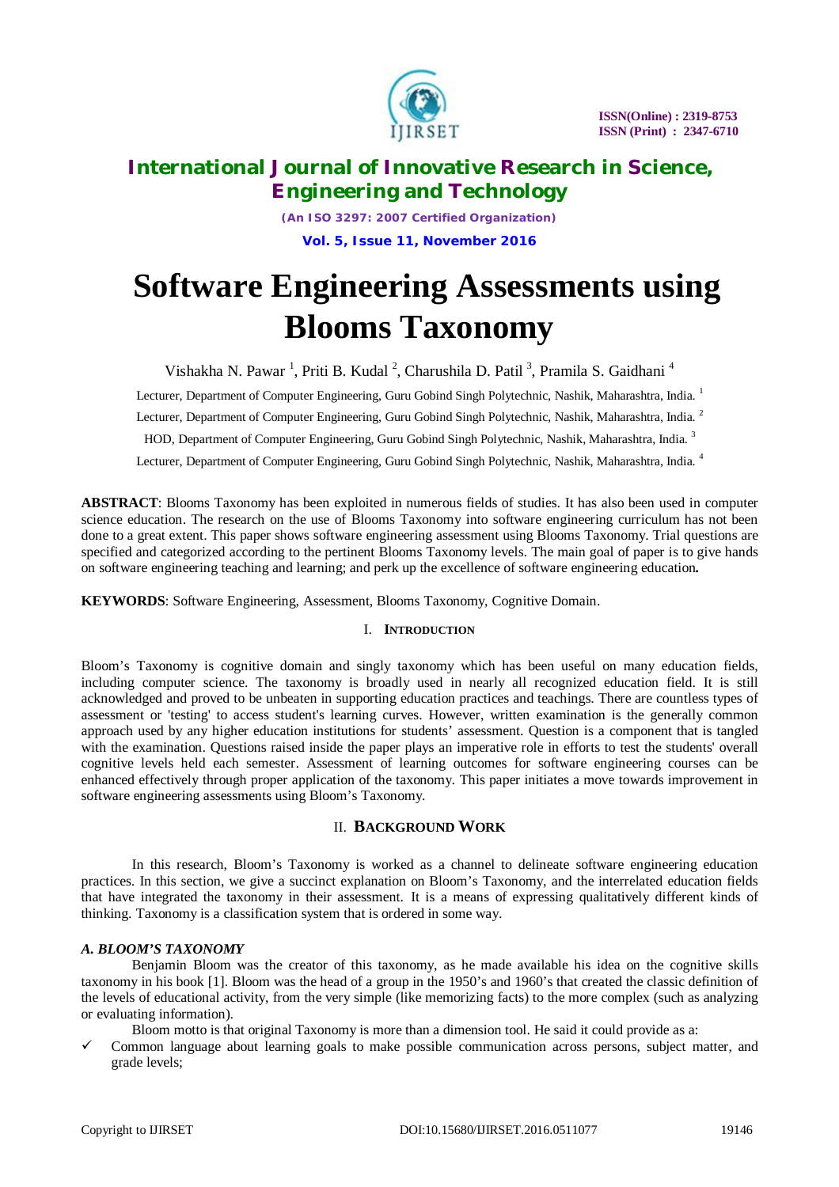# Software Engineering Assessments using Blooms Taxonomy

Vishakha N. Pawar [1], Priti B. Kudal [2], Charushila D. Patil [3], Pramila S. Gaidhani [4]

Lecturer, Department of Computer Engineering, Guru Gobind Singh Polytechnic, Nashik, Maharashtra, India. [1]

Lecturer, Department of Computer Engineering, Guru Gobind Singh Polytechnic, Nashik, Maharashtra, India. [2]

HOD, Department of Computer Engineering, Guru Gobind Singh Polytechnic, Nashik, Maharashtra, India. [3]

Lecturer, Department of Computer Engineering, Guru Gobind Singh Polytechnic, Nashik, Maharashtra, India. [4]

**ABSTRACT**: Blooms Taxonomy has been exploited in numerous fields of studies. It has also been used in computer science education. The research on the use of Blooms Taxonomy into software engineering curriculum has not been done to a great extent. This paper shows software engineering assessment using Blooms Taxonomy. Trial questions are specified and categorized according to the pertinent Blooms Taxonomy levels. The main goal of paper is to give hands on software engineering teaching and learning; and perk up the excellence of software engineering education**.**

**KEYWORDS**: Software Engineering, Assessment, Blooms Taxonomy, Cognitive Domain.

## I. Introduction

Bloom's Taxonomy is cognitive domain and singly taxonomy which has been useful on many education fields, including computer science. The taxonomy is broadly used in nearly all recognized education field. It is still acknowledged and proved to be unbeaten in supporting education practices and teachings. There are countless types of assessment or 'testing' to access student's learning curves. However, written examination is the generally common approach used by any higher education institutions for students' assessment. Question is a component that is tangled with the examination. Questions raised inside the paper plays an imperative role in efforts to test the students' overall cognitive levels held each semester. Assessment of learning outcomes for software engineering courses can be enhanced effectively through proper application of the taxonomy. This paper initiates a move towards improvement in software engineering assessments using Bloom's Taxonomy.

## II. Background Work

In this research, Bloom's Taxonomy is worked as a channel to delineate software engineering education practices. In this section, we give a succinct explanation on Bloom's Taxonomy, and the interrelated education fields that have integrated the taxonomy in their assessment. It is a means of expressing qualitatively different kinds of thinking. Taxonomy is a classification system that is ordered in some way.

### *A. BLOOM'S TAXONOMY*

Benjamin Bloom was the creator of this taxonomy, as he made available his idea on the cognitive skills taxonomy in his book [1]. Bloom was the head of a group in the 1950's and 1960's that created the classic definition of the levels of educational activity, from the very simple (like memorizing facts) to the more complex (such as analyzing or evaluating information).

Bloom motto is that original Taxonomy is more than a dimension tool. He said it could provide as a:

- ✓ Common language about learning goals to make possible communication across persons, subject matter, and grade levels;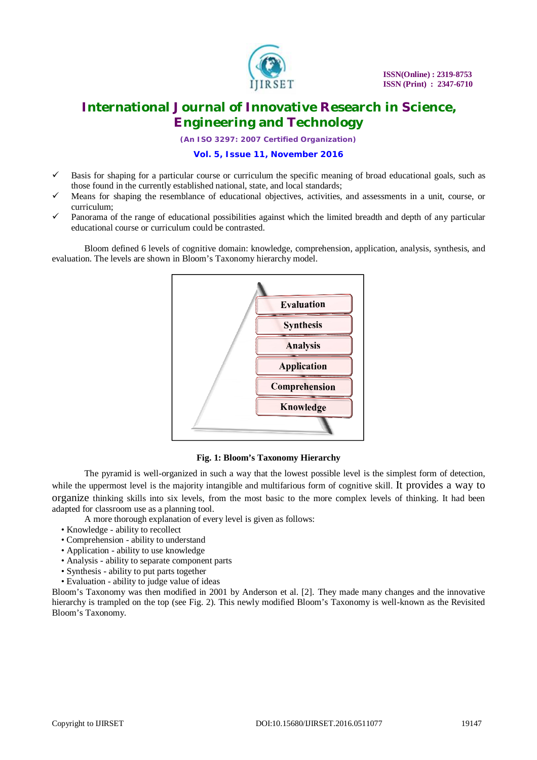- ✓ Basis for shaping for a particular course or curriculum the specific meaning of broad educational goals, such as those found in the currently established national, state, and local standards;
- ✓ Means for shaping the resemblance of educational objectives, activities, and assessments in a unit, course, or curriculum;
- ✓ Panorama of the range of educational possibilities against which the limited breadth and depth of any particular educational course or curriculum could be contrasted.

Bloom defined 6 levels of cognitive domain: knowledge, comprehension, application, analysis, synthesis, and evaluation. The levels are shown in Bloom's Taxonomy hierarchy model.

Evaluation
Synthesis
Analysis
Application
Comprehension
Knowledge

**Fig. 1: Bloom's Taxonomy Hierarchy**

The pyramid is well-organized in such a way that the lowest possible level is the simplest form of detection, while the uppermost level is the majority intangible and multifarious form of cognitive skill. It provides a way to organize thinking skills into six levels, from the most basic to the more complex levels of thinking. It had been adapted for classroom use as a planning tool.

A more thorough explanation of every level is given as follows:

- Knowledge - ability to recollect
- Comprehension - ability to understand
- Application - ability to use knowledge
- Analysis - ability to separate component parts
- Synthesis - ability to put parts together
- Evaluation - ability to judge value of ideas

Bloom's Taxonomy was then modified in 2001 by Anderson et al. [2]. They made many changes and the innovative hierarchy is trampled on the top (see Fig. 2). This newly modified Bloom's Taxonomy is well-known as the Revisited Bloom's Taxonomy.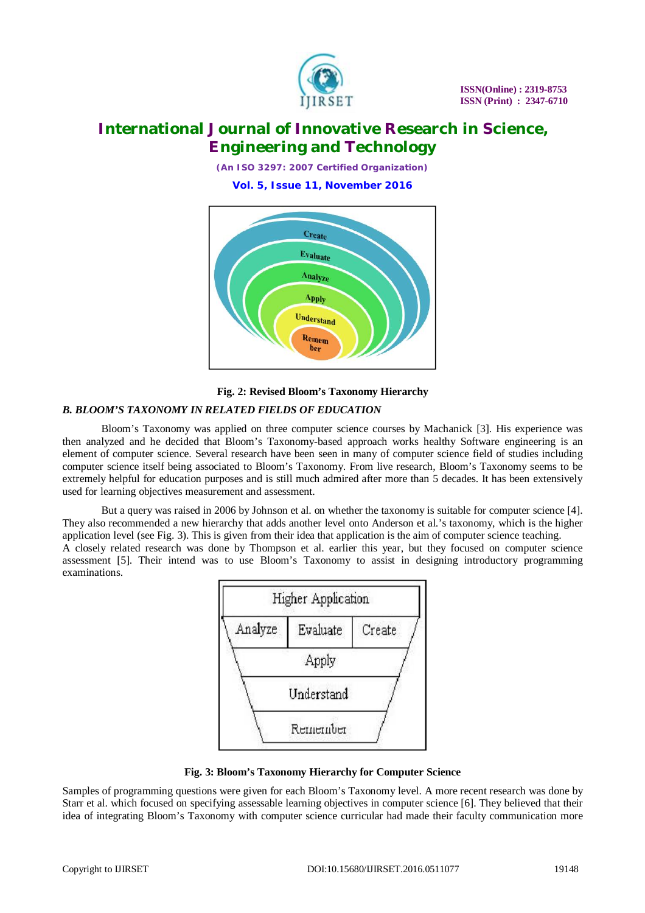**Fig. 2: Revised Bloom's Taxonomy Hierarchy**

### *B. BLOOM'S TAXONOMY IN RELATED FIELDS OF EDUCATION*

Bloom's Taxonomy was applied on three computer science courses by Machanick [3]. His experience was then analyzed and he decided that Bloom's Taxonomy-based approach works healthy Software engineering is an element of computer science. Several research have been seen in many of computer science field of studies including computer science itself being associated to Bloom's Taxonomy. From live research, Bloom's Taxonomy seems to be extremely helpful for education purposes and is still much admired after more than 5 decades. It has been extensively used for learning objectives measurement and assessment.

But a query was raised in 2006 by Johnson et al. on whether the taxonomy is suitable for computer science [4]. They also recommended a new hierarchy that adds another level onto Anderson et al.'s taxonomy, which is the higher application level (see Fig. 3). This is given from their idea that application is the aim of computer science teaching.
A closely related research was done by Thompson et al. earlier this year, but they focused on computer science assessment [5]. Their intend was to use Bloom's Taxonomy to assist in designing introductory programming examinations.

**Fig. 3: Bloom's Taxonomy Hierarchy for Computer Science**

Samples of programming questions were given for each Bloom's Taxonomy level. A more recent research was done by Starr et al. which focused on specifying assessable learning objectives in computer science [6]. They believed that their idea of integrating Bloom's Taxonomy with computer science curricular had made their faculty communication more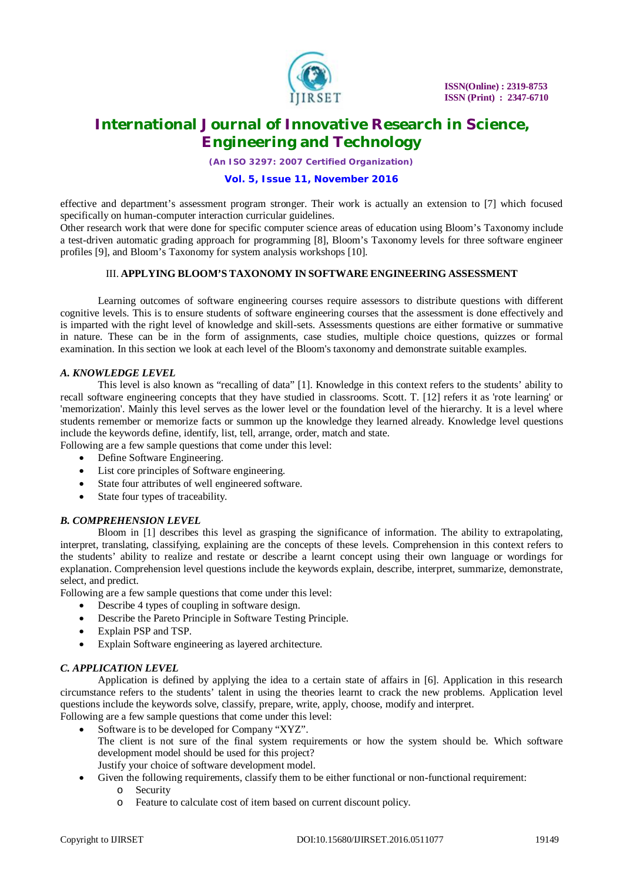effective and department's assessment program stronger. Their work is actually an extension to [7] which focused specifically on human-computer interaction curricular guidelines.

Other research work that were done for specific computer science areas of education using Bloom's Taxonomy include a test-driven automatic grading approach for programming [8], Bloom's Taxonomy levels for three software engineer profiles [9], and Bloom's Taxonomy for system analysis workshops [10].

## III. APPLYING BLOOM'S TAXONOMY IN SOFTWARE ENGINEERING ASSESSMENT

Learning outcomes of software engineering courses require assessors to distribute questions with different cognitive levels. This is to ensure students of software engineering courses that the assessment is done effectively and is imparted with the right level of knowledge and skill-sets. Assessments questions are either formative or summative in nature. These can be in the form of assignments, case studies, multiple choice questions, quizzes or formal examination. In this section we look at each level of the Bloom's taxonomy and demonstrate suitable examples.

### *A. KNOWLEDGE LEVEL*

This level is also known as "recalling of data" [1]. Knowledge in this context refers to the students' ability to recall software engineering concepts that they have studied in classrooms. Scott. T. [12] refers it as 'rote learning' or 'memorization'. Mainly this level serves as the lower level or the foundation level of the hierarchy. It is a level where students remember or memorize facts or summon up the knowledge they learned already. Knowledge level questions include the keywords define, identify, list, tell, arrange, order, match and state.

Following are a few sample questions that come under this level:

- Define Software Engineering.
- List core principles of Software engineering.
- State four attributes of well engineered software.
- State four types of traceability.

### *B. COMPREHENSION LEVEL*

Bloom in [1] describes this level as grasping the significance of information. The ability to extrapolating, interpret, translating, classifying, explaining are the concepts of these levels. Comprehension in this context refers to the students' ability to realize and restate or describe a learnt concept using their own language or wordings for explanation. Comprehension level questions include the keywords explain, describe, interpret, summarize, demonstrate, select, and predict.

Following are a few sample questions that come under this level:

- Describe 4 types of coupling in software design.
- Describe the Pareto Principle in Software Testing Principle.
- Explain PSP and TSP.
- Explain Software engineering as layered architecture.

### *C. APPLICATION LEVEL*

Application is defined by applying the idea to a certain state of affairs in [6]. Application in this research circumstance refers to the students' talent in using the theories learnt to crack the new problems. Application level questions include the keywords solve, classify, prepare, write, apply, choose, modify and interpret.

Following are a few sample questions that come under this level:

- Software is to be developed for Company "XYZ".
  The client is not sure of the final system requirements or how the system should be. Which software development model should be used for this project?
  Justify your choice of software development model.
- Given the following requirements, classify them to be either functional or non-functional requirement:
  - Security
  - Feature to calculate cost of item based on current discount policy.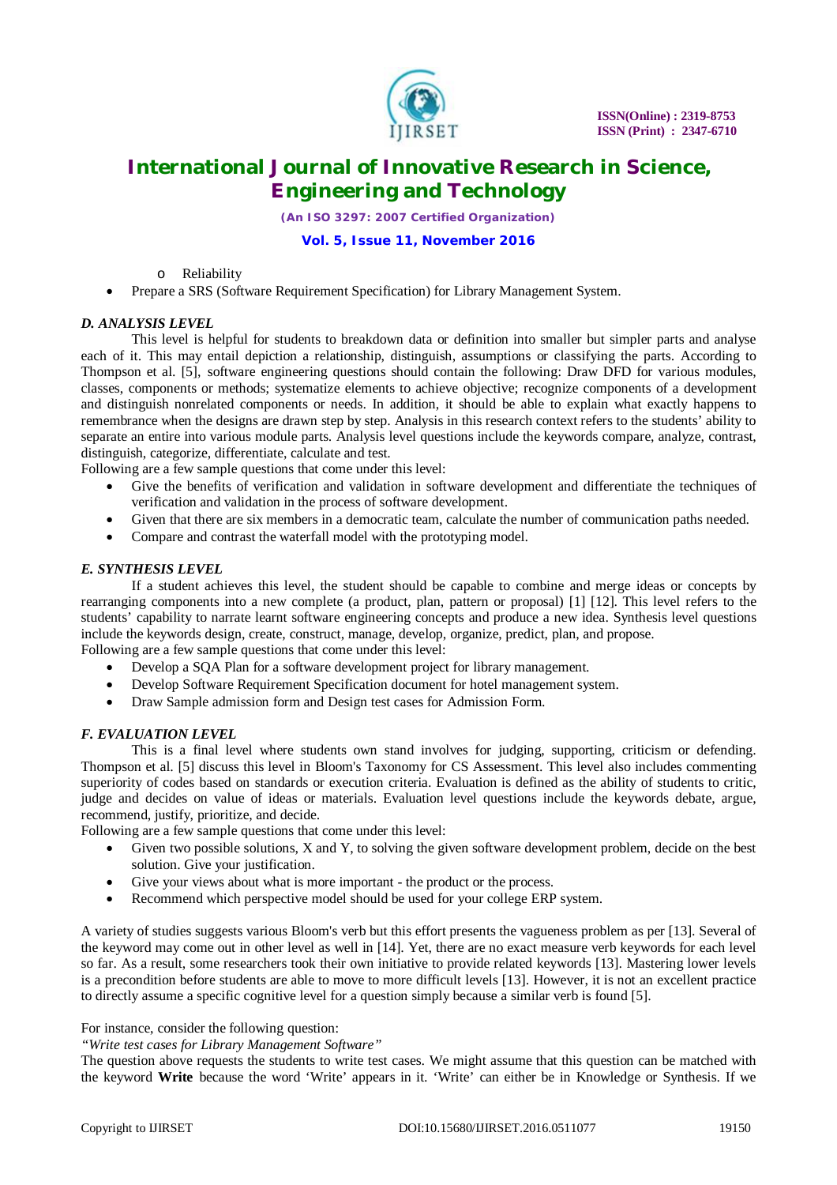- Reliability

- Prepare a SRS (Software Requirement Specification) for Library Management System.

### *D. ANALYSIS LEVEL*

This level is helpful for students to breakdown data or definition into smaller but simpler parts and analyse each of it. This may entail depiction a relationship, distinguish, assumptions or classifying the parts. According to Thompson et al. [5], software engineering questions should contain the following: Draw DFD for various modules, classes, components or methods; systematize elements to achieve objective; recognize components of a development and distinguish nonrelated components or needs. In addition, it should be able to explain what exactly happens to remembrance when the designs are drawn step by step. Analysis in this research context refers to the students' ability to separate an entire into various module parts. Analysis level questions include the keywords compare, analyze, contrast, distinguish, categorize, differentiate, calculate and test.

Following are a few sample questions that come under this level:

- Give the benefits of verification and validation in software development and differentiate the techniques of verification and validation in the process of software development.
- Given that there are six members in a democratic team, calculate the number of communication paths needed.
- Compare and contrast the waterfall model with the prototyping model.

### *E. SYNTHESIS LEVEL*

If a student achieves this level, the student should be capable to combine and merge ideas or concepts by rearranging components into a new complete (a product, plan, pattern or proposal) [1] [12]. This level refers to the students' capability to narrate learnt software engineering concepts and produce a new idea. Synthesis level questions include the keywords design, create, construct, manage, develop, organize, predict, plan, and propose.

Following are a few sample questions that come under this level:

- Develop a SQA Plan for a software development project for library management.
- Develop Software Requirement Specification document for hotel management system.
- Draw Sample admission form and Design test cases for Admission Form.

### *F. EVALUATION LEVEL*

This is a final level where students own stand involves for judging, supporting, criticism or defending. Thompson et al. [5] discuss this level in Bloom's Taxonomy for CS Assessment. This level also includes commenting superiority of codes based on standards or execution criteria. Evaluation is defined as the ability of students to critic, judge and decides on value of ideas or materials. Evaluation level questions include the keywords debate, argue, recommend, justify, prioritize, and decide.

Following are a few sample questions that come under this level:

- Given two possible solutions, X and Y, to solving the given software development problem, decide on the best solution. Give your justification.
- Give your views about what is more important - the product or the process.
- Recommend which perspective model should be used for your college ERP system.

A variety of studies suggests various Bloom's verb but this effort presents the vagueness problem as per [13]. Several of the keyword may come out in other level as well in [14]. Yet, there are no exact measure verb keywords for each level so far. As a result, some researchers took their own initiative to provide related keywords [13]. Mastering lower levels is a precondition before students are able to move to more difficult levels [13]. However, it is not an excellent practice to directly assume a specific cognitive level for a question simply because a similar verb is found [5].

For instance, consider the following question:

*"Write test cases for Library Management Software"*

The question above requests the students to write test cases. We might assume that this question can be matched with the keyword **Write** because the word 'Write' appears in it. 'Write' can either be in Knowledge or Synthesis. If we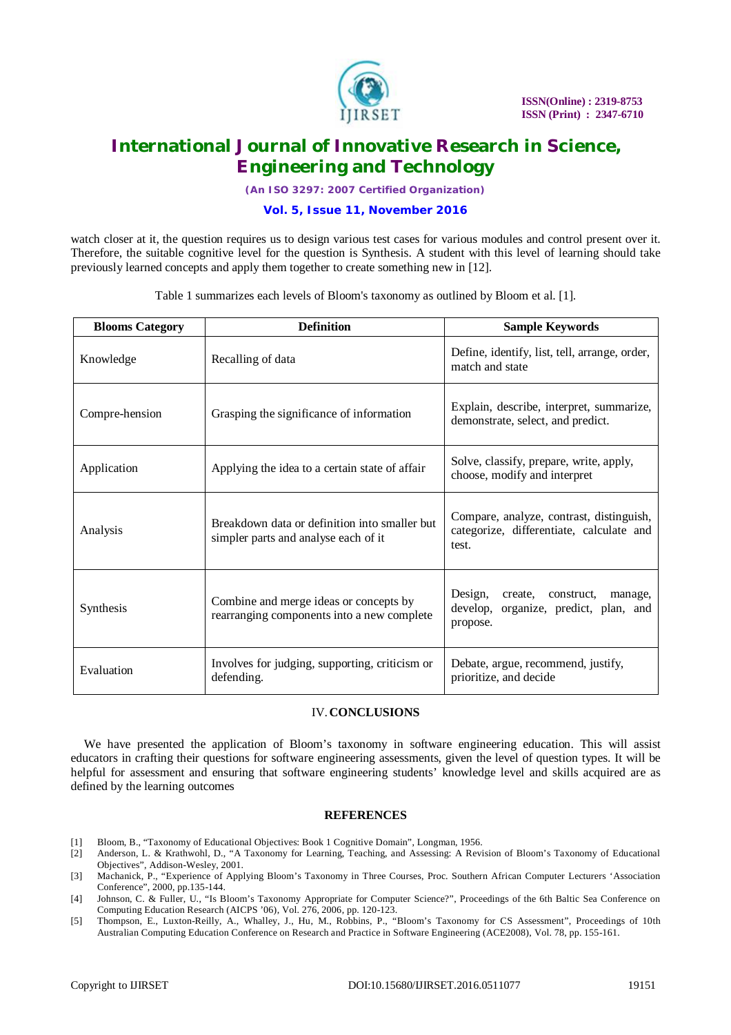watch closer at it, the question requires us to design various test cases for various modules and control present over it. Therefore, the suitable cognitive level for the question is Synthesis. A student with this level of learning should take previously learned concepts and apply them together to create something new in [12].

Table 1 summarizes each levels of Bloom's taxonomy as outlined by Bloom et al. [1].

| Blooms Category | Definition | Sample Keywords |
|---|---|---|
| Knowledge | Recalling of data | Define, identify, list, tell, arrange, order, match and state |
| Compre-hension | Grasping the significance of information | Explain, describe, interpret, summarize, demonstrate, select, and predict. |
| Application | Applying the idea to a certain state of affair | Solve, classify, prepare, write, apply, choose, modify and interpret |
| Analysis | Breakdown data or definition into smaller but simpler parts and analyse each of it | Compare, analyze, contrast, distinguish, categorize, differentiate, calculate and test. |
| Synthesis | Combine and merge ideas or concepts by rearranging components into a new complete | Design, create, construct, manage, develop, organize, predict, plan, and propose. |
| Evaluation | Involves for judging, supporting, criticism or defending. | Debate, argue, recommend, justify, prioritize, and decide |

## IV. CONCLUSIONS

We have presented the application of Bloom's taxonomy in software engineering education. This will assist educators in crafting their questions for software engineering assessments, given the level of question types. It will be helpful for assessment and ensuring that software engineering students' knowledge level and skills acquired are as defined by the learning outcomes

## REFERENCES

[1] Bloom, B., "Taxonomy of Educational Objectives: Book 1 Cognitive Domain", Longman, 1956.

[2] Anderson, L. & Krathwohl, D., "A Taxonomy for Learning, Teaching, and Assessing: A Revision of Bloom's Taxonomy of Educational Objectives", Addison-Wesley, 2001.

[3] Machanick, P., "Experience of Applying Bloom's Taxonomy in Three Courses, Proc. Southern African Computer Lecturers 'Association Conference", 2000, pp.135-144.

[4] Johnson, C. & Fuller, U., "Is Bloom's Taxonomy Appropriate for Computer Science?", Proceedings of the 6th Baltic Sea Conference on Computing Education Research (AICPS '06), Vol. 276, 2006, pp. 120-123.

[5] Thompson, E., Luxton-Reilly, A., Whalley, J., Hu, M., Robbins, P., "Bloom's Taxonomy for CS Assessment", Proceedings of 10th Australian Computing Education Conference on Research and Practice in Software Engineering (ACE2008), Vol. 78, pp. 155-161.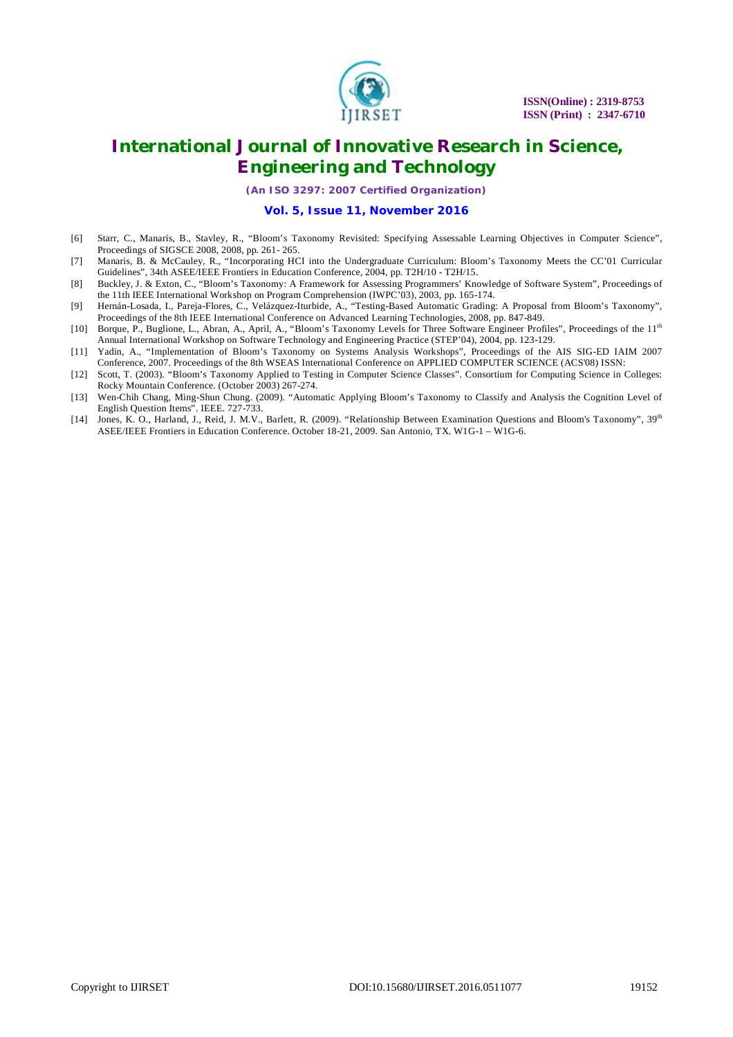[6] Starr, C., Manaris, B., Stavley, R., "Bloom's Taxonomy Revisited: Specifying Assessable Learning Objectives in Computer Science", Proceedings of SIGSCE 2008, 2008, pp. 261- 265.

[7] Manaris, B. & McCauley, R., "Incorporating HCI into the Undergraduate Curriculum: Bloom's Taxonomy Meets the CC'01 Curricular Guidelines", 34th ASEE/IEEE Frontiers in Education Conference, 2004, pp. T2H/10 - T2H/15.

[8] Buckley, J. & Exton, C., "Bloom's Taxonomy: A Framework for Assessing Programmers' Knowledge of Software System", Proceedings of the 11th IEEE International Workshop on Program Comprehension (IWPC'03), 2003, pp. 165-174.

[9] Hernán-Losada, I., Pareja-Flores, C., Velázquez-Iturbide, A., "Testing-Based Automatic Grading: A Proposal from Bloom's Taxonomy", Proceedings of the 8th IEEE International Conference on Advanced Learning Technologies, 2008, pp. 847-849.

[10] Borque, P., Buglione, L., Abran, A., April, A., "Bloom's Taxonomy Levels for Three Software Engineer Profiles", Proceedings of the 11th Annual International Workshop on Software Technology and Engineering Practice (STEP'04), 2004, pp. 123-129.

[11] Yadin, A., "Implementation of Bloom's Taxonomy on Systems Analysis Workshops", Proceedings of the AIS SIG-ED IAIM 2007 Conference, 2007. Proceedings of the 8th WSEAS International Conference on APPLIED COMPUTER SCIENCE (ACS'08) ISSN:

[12] Scott, T. (2003). "Bloom's Taxonomy Applied to Testing in Computer Science Classes". Consortium for Computing Science in Colleges: Rocky Mountain Conference. (October 2003) 267-274.

[13] Wen-Chih Chang, Ming-Shun Chung. (2009). "Automatic Applying Bloom's Taxonomy to Classify and Analysis the Cognition Level of English Question Items". IEEE. 727-733.

[14] Jones, K. O., Harland, J., Reid, J. M.V., Barlett, R. (2009). "Relationship Between Examination Questions and Bloom's Taxonomy", 39th ASEE/IEEE Frontiers in Education Conference. October 18-21, 2009. San Antonio, TX. W1G-1 – W1G-6.